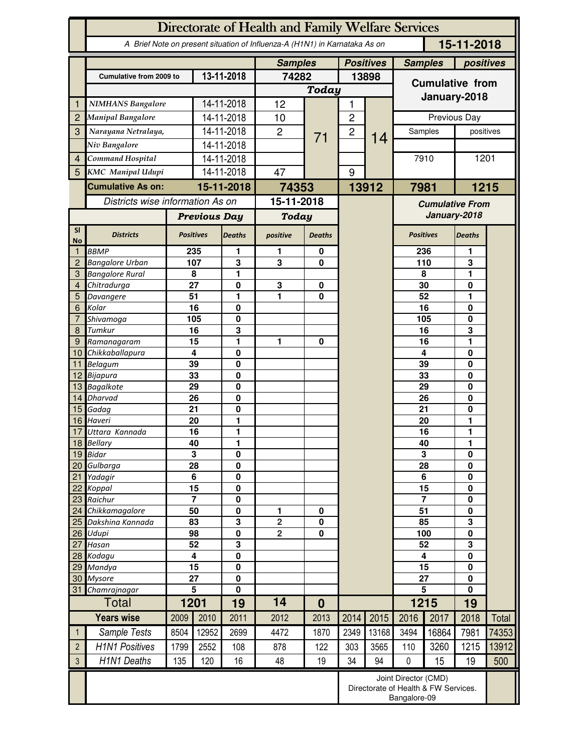# Directorate of Health and Family Welfare Services

*A Brief Note on present situation of Influenza-A (H1N1) in Karnataka As on* **15-11-2018**

| | | | Samples | | Positives | | Samples | positives |
|---|---|---|---|---|---|---|---|---|
| | Cumulative from 2009 to | 13-11-2018 | 74282 | | 13898 | | Cumulative from January-2018 | |
| | | | Today | | | | | |
| 1 | NIMHANS Bangalore | 14-11-2018 | 12 | 71 | 1 | 14 | | |
| 2 | Manipal Bangalore | 14-11-2018 | 10 | | 2 | | Previous Day | |
| 3 | Narayana Netralaya, | 14-11-2018 | 2 | | 2 | | Samples | positives |
| | Niv Bangalore | 14-11-2018 | | | | | | |
| 4 | Command Hospital | 14-11-2018 | | | | | 7910 | 1201 |
| 5 | KMC Manipal Udupi | 14-11-2018 | 47 | | 9 | | | |
| | **Cumulative As on:** | **15-11-2018** | **74353** | | **13912** | | **7981** | **1215** |

| Sl No | Districts | Previous Day Positives | Previous Day Deaths | Today positive | Today Deaths | Cumulative From January-2018 Positives | Cumulative From January-2018 Deaths |
|---|---|---|---|---|---|---|---|
| 1 | BBMP | 235 | 1 | 1 | 0 | 236 | 1 |
| 2 | Bangalore Urban | 107 | 3 | 3 | 0 | 110 | 3 |
| 3 | Bangalore Rural | 8 | 1 | | | 8 | 1 |
| 4 | Chitradurga | 27 | 0 | 3 | 0 | 30 | 0 |
| 5 | Davangere | 51 | 1 | 1 | 0 | 52 | 1 |
| 6 | Kolar | 16 | 0 | | | 16 | 0 |
| 7 | Shivamoga | 105 | 0 | | | 105 | 0 |
| 8 | Tumkur | 16 | 3 | | | 16 | 3 |
| 9 | Ramanagaram | 15 | 1 | 1 | 0 | 16 | 1 |
| 10 | Chikkaballapura | 4 | 0 | | | 4 | 0 |
| 11 | Belagum | 39 | 0 | | | 39 | 0 |
| 12 | Bijapura | 33 | 0 | | | 33 | 0 |
| 13 | Bagalkote | 29 | 0 | | | 29 | 0 |
| 14 | Dharvad | 26 | 0 | | | 26 | 0 |
| 15 | Gadag | 21 | 0 | | | 21 | 0 |
| 16 | Haveri | 20 | 1 | | | 20 | 1 |
| 17 | Uttara Kannada | 16 | 1 | | | 16 | 1 |
| 18 | Bellary | 40 | 1 | | | 40 | 1 |
| 19 | Bidar | 3 | 0 | | | 3 | 0 |
| 20 | Gulbarga | 28 | 0 | | | 28 | 0 |
| 21 | Yadagir | 6 | 0 | | | 6 | 0 |
| 22 | Koppal | 15 | 0 | | | 15 | 0 |
| 23 | Raichur | 7 | 0 | | | 7 | 0 |
| 24 | Chikkamagalore | 50 | 0 | 1 | 0 | 51 | 0 |
| 25 | Dakshina Kannada | 83 | 3 | 2 | 0 | 85 | 3 |
| 26 | Udupi | 98 | 0 | 2 | 0 | 100 | 0 |
| 27 | Hasan | 52 | 3 | | | 52 | 3 |
| 28 | Kodagu | 4 | 0 | | | 4 | 0 |
| 29 | Mandya | 15 | 0 | | | 15 | 0 |
| 30 | Mysore | 27 | 0 | | | 27 | 0 |
| 31 | Chamrajnagar | 5 | 0 | | | 5 | 0 |
| | **Total** | **1201** | **19** | **14** | **0** | **1215** | **19** |

| | Years wise | 2009 | 2010 | 2011 | 2012 | 2013 | 2014 | 2015 | 2016 | 2017 | 2018 | Total |
|---|---|---|---|---|---|---|---|---|---|---|---|---|
| 1 | Sample Tests | 8504 | 12952 | 2699 | 4472 | 1870 | 2349 | 13168 | 3494 | 16864 | 7981 | 74353 |
| 2 | H1N1 Positives | 1799 | 2552 | 108 | 878 | 122 | 303 | 3565 | 110 | 3260 | 1215 | 13912 |
| 3 | H1N1 Deaths | 135 | 120 | 16 | 48 | 19 | 34 | 94 | 0 | 15 | 19 | 500 |

Joint Director (CMD)
Directorate of Health & FW Services.
Bangalore-09